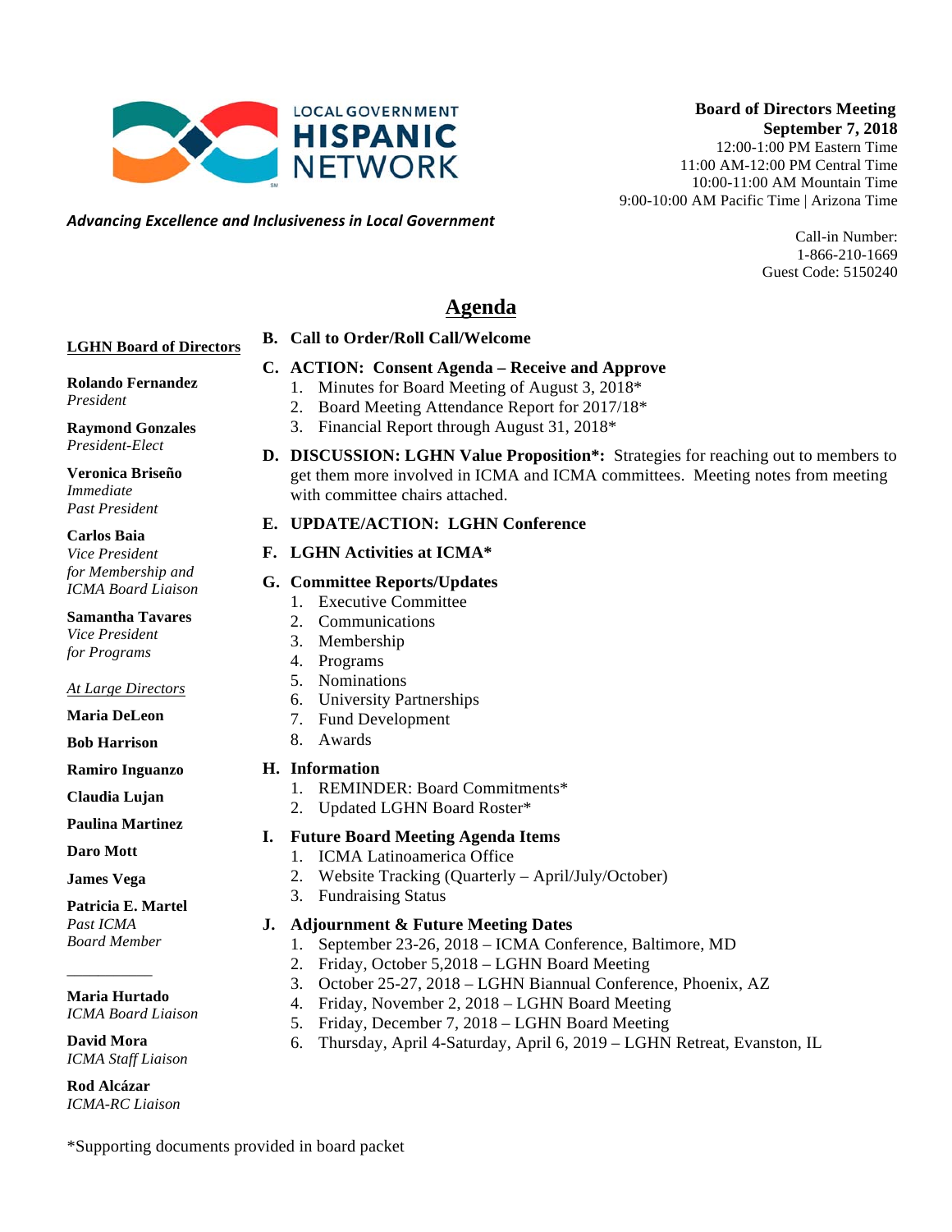LOCAL GOVERNMENT **HISPANIC** NETWORK

***Advancing Excellence and Inclusiveness in Local Government***

**Board of Directors Meeting**
**September 7, 2018**
12:00-1:00 PM Eastern Time
11:00 AM-12:00 PM Central Time
10:00-11:00 AM Mountain Time
9:00-10:00 AM Pacific Time | Arizona Time

Call-in Number:
1-866-210-1669
Guest Code: 5150240

# Agenda

**B. Call to Order/Roll Call/Welcome**

**C. ACTION: Consent Agenda – Receive and Approve**
1. Minutes for Board Meeting of August 3, 2018*
2. Board Meeting Attendance Report for 2017/18*
3. Financial Report through August 31, 2018*

**D. DISCUSSION: LGHN Value Proposition*:** Strategies for reaching out to members to get them more involved in ICMA and ICMA committees. Meeting notes from meeting with committee chairs attached.

**E. UPDATE/ACTION: LGHN Conference**

**F. LGHN Activities at ICMA***

**G. Committee Reports/Updates**
1. Executive Committee
2. Communications
3. Membership
4. Programs
5. Nominations
6. University Partnerships
7. Fund Development
8. Awards

**H. Information**
1. REMINDER: Board Commitments*
2. Updated LGHN Board Roster*

**I. Future Board Meeting Agenda Items**
1. ICMA Latinoamerica Office
2. Website Tracking (Quarterly – April/July/October)
3. Fundraising Status

**J. Adjournment & Future Meeting Dates**
1. September 23-26, 2018 – ICMA Conference, Baltimore, MD
2. Friday, October 5,2018 – LGHN Board Meeting
3. October 25-27, 2018 – LGHN Biannual Conference, Phoenix, AZ
4. Friday, November 2, 2018 – LGHN Board Meeting
5. Friday, December 7, 2018 – LGHN Board Meeting
6. Thursday, April 4-Saturday, April 6, 2019 – LGHN Retreat, Evanston, IL

**LGHN Board of Directors**

**Rolando Fernandez**
*President*

**Raymond Gonzales**
*President-Elect*

**Veronica Briseño**
*Immediate Past President*

**Carlos Baia**
*Vice President for Membership and ICMA Board Liaison*

**Samantha Tavares**
*Vice President for Programs*

*At Large Directors*

**Maria DeLeon**

**Bob Harrison**

**Ramiro Inguanzo**

**Claudia Lujan**

**Paulina Martinez**

**Daro Mott**

**James Vega**

**Patricia E. Martel**
*Past ICMA Board Member*

---

**Maria Hurtado**
*ICMA Board Liaison*

**David Mora**
*ICMA Staff Liaison*

**Rod Alcázar**
*ICMA-RC Liaison*

*Supporting documents provided in board packet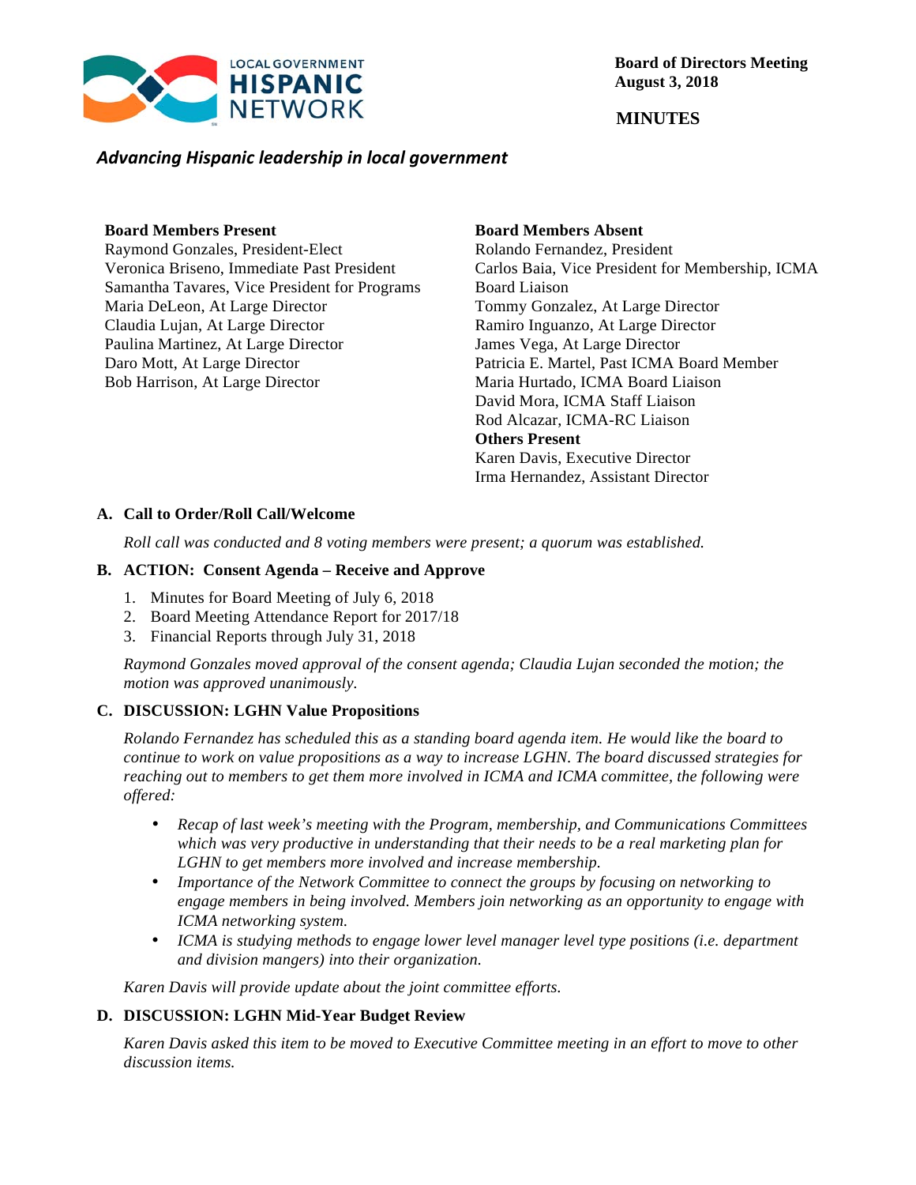**Board of Directors Meeting**
**August 3, 2018**

**MINUTES**

LOCAL GOVERNMENT **HISPANIC** NETWORK

***Advancing Hispanic leadership in local government***

**Board Members Present**
Raymond Gonzales, President-Elect
Veronica Briseno, Immediate Past President
Samantha Tavares, Vice President for Programs
Maria DeLeon, At Large Director
Claudia Lujan, At Large Director
Paulina Martinez, At Large Director
Daro Mott, At Large Director
Bob Harrison, At Large Director

**Board Members Absent**
Rolando Fernandez, President
Carlos Baia, Vice President for Membership, ICMA Board Liaison
Tommy Gonzalez, At Large Director
Ramiro Inguanzo, At Large Director
James Vega, At Large Director
Patricia E. Martel, Past ICMA Board Member
Maria Hurtado, ICMA Board Liaison
David Mora, ICMA Staff Liaison
Rod Alcazar, ICMA-RC Liaison

**Others Present**
Karen Davis, Executive Director
Irma Hernandez, Assistant Director

### A. Call to Order/Roll Call/Welcome

*Roll call was conducted and 8 voting members were present; a quorum was established.*

### B. ACTION: Consent Agenda – Receive and Approve

1. Minutes for Board Meeting of July 6, 2018
2. Board Meeting Attendance Report for 2017/18
3. Financial Reports through July 31, 2018

*Raymond Gonzales moved approval of the consent agenda; Claudia Lujan seconded the motion; the motion was approved unanimously.*

### C. DISCUSSION: LGHN Value Propositions

*Rolando Fernandez has scheduled this as a standing board agenda item. He would like the board to continue to work on value propositions as a way to increase LGHN. The board discussed strategies for reaching out to members to get them more involved in ICMA and ICMA committee, the following were offered:*

- *Recap of last week's meeting with the Program, membership, and Communications Committees which was very productive in understanding that their needs to be a real marketing plan for LGHN to get members more involved and increase membership.*
- *Importance of the Network Committee to connect the groups by focusing on networking to engage members in being involved. Members join networking as an opportunity to engage with ICMA networking system.*
- *ICMA is studying methods to engage lower level manager level type positions (i.e. department and division mangers) into their organization.*

*Karen Davis will provide update about the joint committee efforts.*

### D. DISCUSSION: LGHN Mid-Year Budget Review

*Karen Davis asked this item to be moved to Executive Committee meeting in an effort to move to other discussion items.*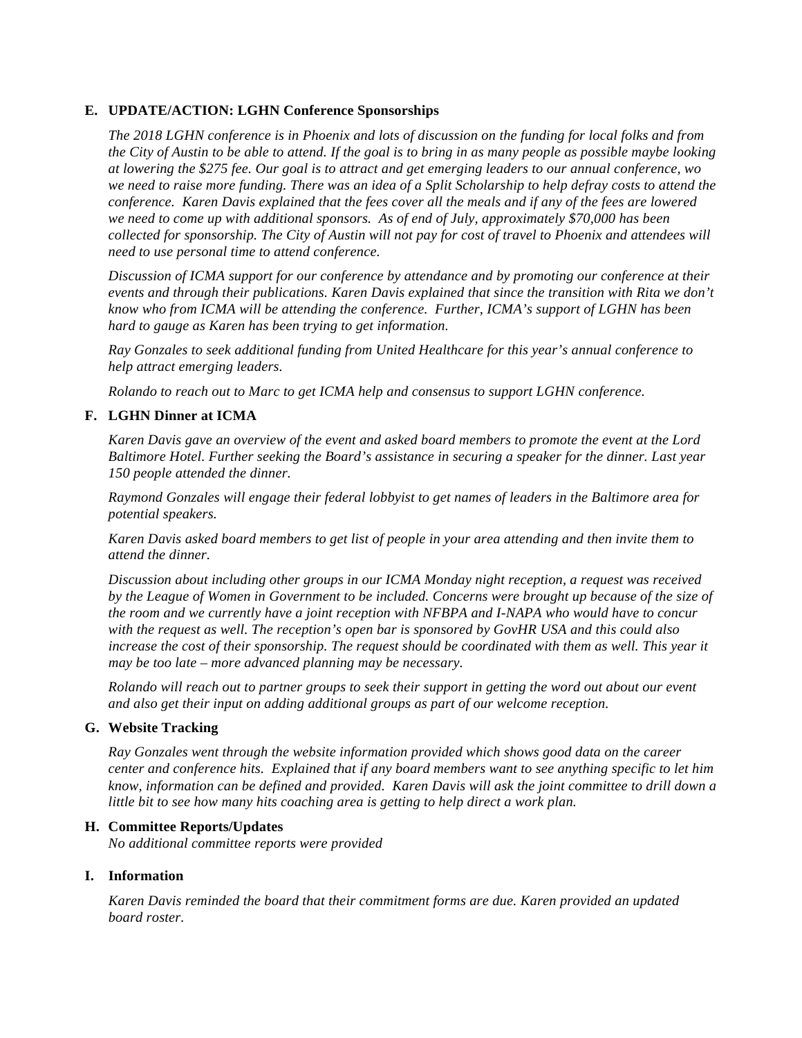**E. UPDATE/ACTION: LGHN Conference Sponsorships**

*The 2018 LGHN conference is in Phoenix and lots of discussion on the funding for local folks and from the City of Austin to be able to attend. If the goal is to bring in as many people as possible maybe looking at lowering the $275 fee. Our goal is to attract and get emerging leaders to our annual conference, wo we need to raise more funding. There was an idea of a Split Scholarship to help defray costs to attend the conference. Karen Davis explained that the fees cover all the meals and if any of the fees are lowered we need to come up with additional sponsors. As of end of July, approximately $70,000 has been collected for sponsorship. The City of Austin will not pay for cost of travel to Phoenix and attendees will need to use personal time to attend conference.*

*Discussion of ICMA support for our conference by attendance and by promoting our conference at their events and through their publications. Karen Davis explained that since the transition with Rita we don't know who from ICMA will be attending the conference. Further, ICMA's support of LGHN has been hard to gauge as Karen has been trying to get information.*

*Ray Gonzales to seek additional funding from United Healthcare for this year's annual conference to help attract emerging leaders.*

*Rolando to reach out to Marc to get ICMA help and consensus to support LGHN conference.*

**F. LGHN Dinner at ICMA**

*Karen Davis gave an overview of the event and asked board members to promote the event at the Lord Baltimore Hotel. Further seeking the Board's assistance in securing a speaker for the dinner. Last year 150 people attended the dinner.*

*Raymond Gonzales will engage their federal lobbyist to get names of leaders in the Baltimore area for potential speakers.*

*Karen Davis asked board members to get list of people in your area attending and then invite them to attend the dinner.*

*Discussion about including other groups in our ICMA Monday night reception, a request was received by the League of Women in Government to be included. Concerns were brought up because of the size of the room and we currently have a joint reception with NFBPA and I-NAPA who would have to concur with the request as well. The reception's open bar is sponsored by GovHR USA and this could also increase the cost of their sponsorship. The request should be coordinated with them as well. This year it may be too late – more advanced planning may be necessary.*

*Rolando will reach out to partner groups to seek their support in getting the word out about our event and also get their input on adding additional groups as part of our welcome reception.*

**G. Website Tracking**

*Ray Gonzales went through the website information provided which shows good data on the career center and conference hits. Explained that if any board members want to see anything specific to let him know, information can be defined and provided. Karen Davis will ask the joint committee to drill down a little bit to see how many hits coaching area is getting to help direct a work plan.*

**H. Committee Reports/Updates**

*No additional committee reports were provided*

**I. Information**

*Karen Davis reminded the board that their commitment forms are due. Karen provided an updated board roster.*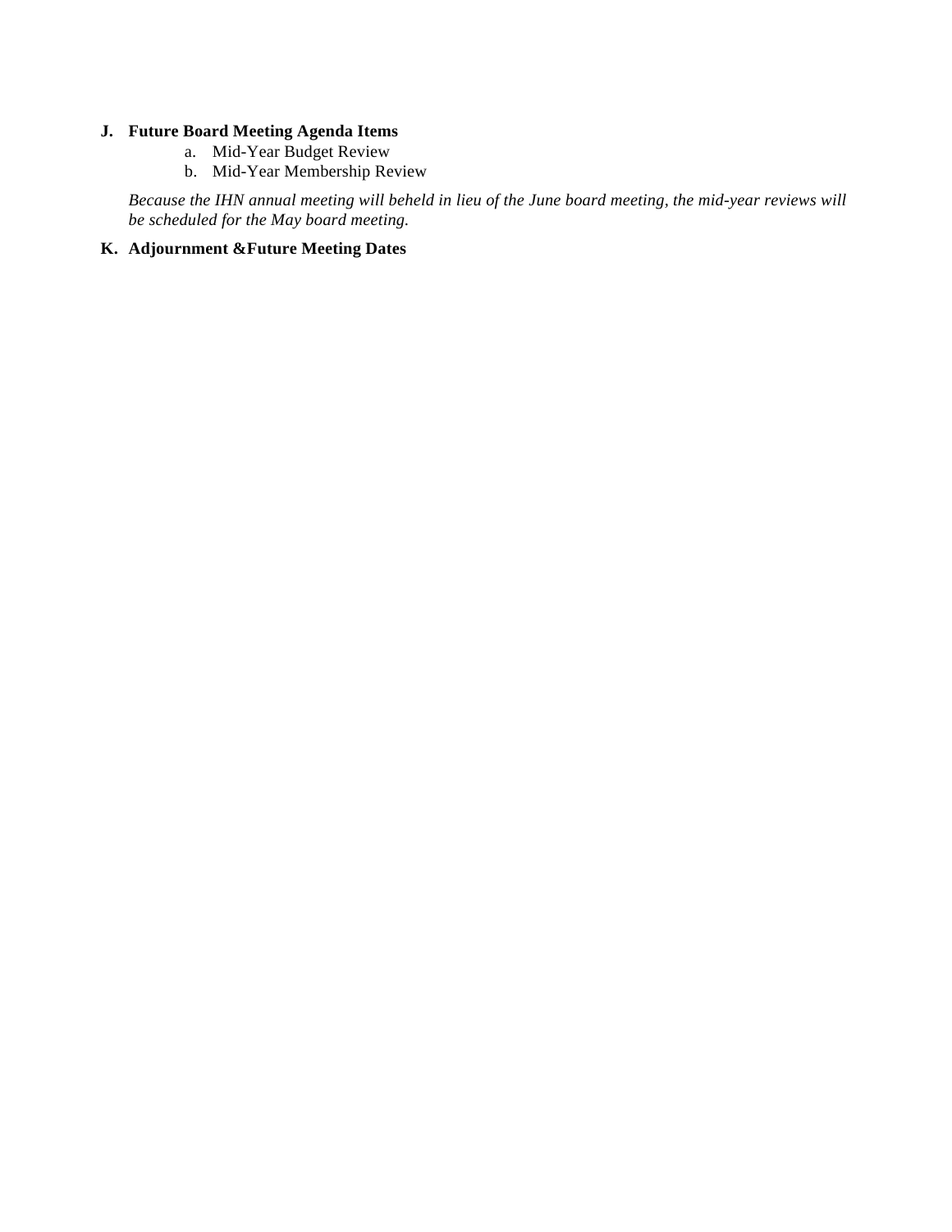**J. Future Board Meeting Agenda Items**

a. Mid-Year Budget Review
b. Mid-Year Membership Review

*Because the IHN annual meeting will beheld in lieu of the June board meeting, the mid-year reviews will be scheduled for the May board meeting.*

**K. Adjournment &Future Meeting Dates**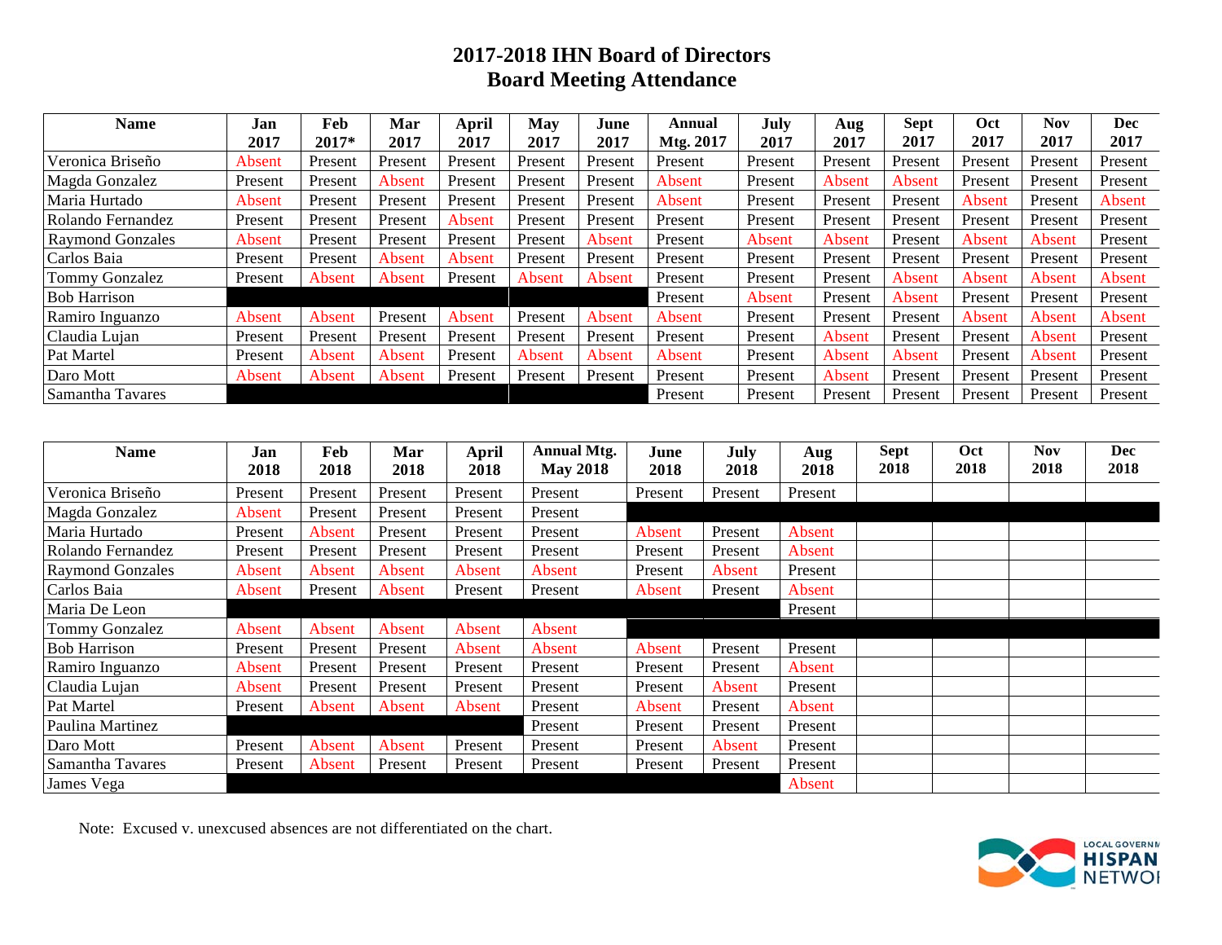# 2017-2018 IHN Board of Directors
## Board Meeting Attendance

| Name | Jan 2017 | Feb 2017* | Mar 2017 | April 2017 | May 2017 | June 2017 | Annual Mtg. 2017 | July 2017 | Aug 2017 | Sept 2017 | Oct 2017 | Nov 2017 | Dec 2017 |
|---|---|---|---|---|---|---|---|---|---|---|---|---|---|
| Veronica Briseño | Absent | Present | Present | Present | Present | Present | Present | Present | Present | Present | Present | Present | Present |
| Magda Gonzalez | Present | Present | Absent | Present | Present | Present | Absent | Present | Absent | Absent | Present | Present | Present |
| Maria Hurtado | Absent | Present | Present | Present | Present | Present | Absent | Present | Present | Present | Absent | Present | Absent |
| Rolando Fernandez | Present | Present | Present | Absent | Present | Present | Present | Present | Present | Present | Present | Present | Present |
| Raymond Gonzales | Absent | Present | Present | Present | Present | Absent | Present | Absent | Absent | Present | Absent | Absent | Present |
| Carlos Baia | Present | Present | Absent | Absent | Present | Present | Present | Present | Present | Present | Present | Present | Present |
| Tommy Gonzalez | Present | Absent | Absent | Present | Absent | Absent | Present | Present | Present | Absent | Absent | Absent | Absent |
| Bob Harrison | | | | | | | Present | Absent | Present | Absent | Present | Present | Present |
| Ramiro Inguanzo | Absent | Absent | Present | Absent | Present | Absent | Absent | Present | Present | Present | Absent | Absent | Absent |
| Claudia Lujan | Present | Present | Present | Present | Present | Present | Present | Present | Absent | Present | Present | Absent | Present |
| Pat Martel | Present | Absent | Absent | Present | Absent | Absent | Absent | Present | Absent | Absent | Present | Absent | Present |
| Daro Mott | Absent | Absent | Absent | Present | Present | Present | Present | Present | Absent | Present | Present | Present | Present |
| Samantha Tavares | | | | | | | Present | Present | Present | Present | Present | Present | Present |

| Name | Jan 2018 | Feb 2018 | Mar 2018 | April 2018 | Annual Mtg. May 2018 | June 2018 | July 2018 | Aug 2018 | Sept 2018 | Oct 2018 | Nov 2018 | Dec 2018 |
|---|---|---|---|---|---|---|---|---|---|---|---|---|
| Veronica Briseño | Present | Present | Present | Present | Present | Present | Present | Present | | | | |
| Magda Gonzalez | Absent | Present | Present | Present | Present | | | | | | | |
| Maria Hurtado | Present | Absent | Present | Present | Present | Absent | Present | Absent | | | | |
| Rolando Fernandez | Present | Present | Present | Present | Present | Present | Present | Absent | | | | |
| Raymond Gonzales | Absent | Absent | Absent | Absent | Absent | Present | Absent | Present | | | | |
| Carlos Baia | Absent | Present | Absent | Present | Present | Absent | Present | Absent | | | | |
| Maria De Leon | | | | | | | | Present | | | | |
| Tommy Gonzalez | Absent | Absent | Absent | Absent | Absent | | | | | | | |
| Bob Harrison | Present | Present | Present | Absent | Absent | Absent | Present | Present | | | | |
| Ramiro Inguanzo | Absent | Present | Present | Present | Present | Present | Present | Absent | | | | |
| Claudia Lujan | Absent | Present | Present | Present | Present | Present | Absent | Present | | | | |
| Pat Martel | Present | Absent | Absent | Absent | Present | Absent | Present | Absent | | | | |
| Paulina Martinez | | | | | Present | Present | Present | Present | | | | |
| Daro Mott | Present | Absent | Absent | Present | Present | Present | Absent | Present | | | | |
| Samantha Tavares | Present | Absent | Present | Present | Present | Present | Present | Present | | | | |
| James Vega | | | | | | | | Absent | | | | |

Note: Excused v. unexcused absences are not differentiated on the chart.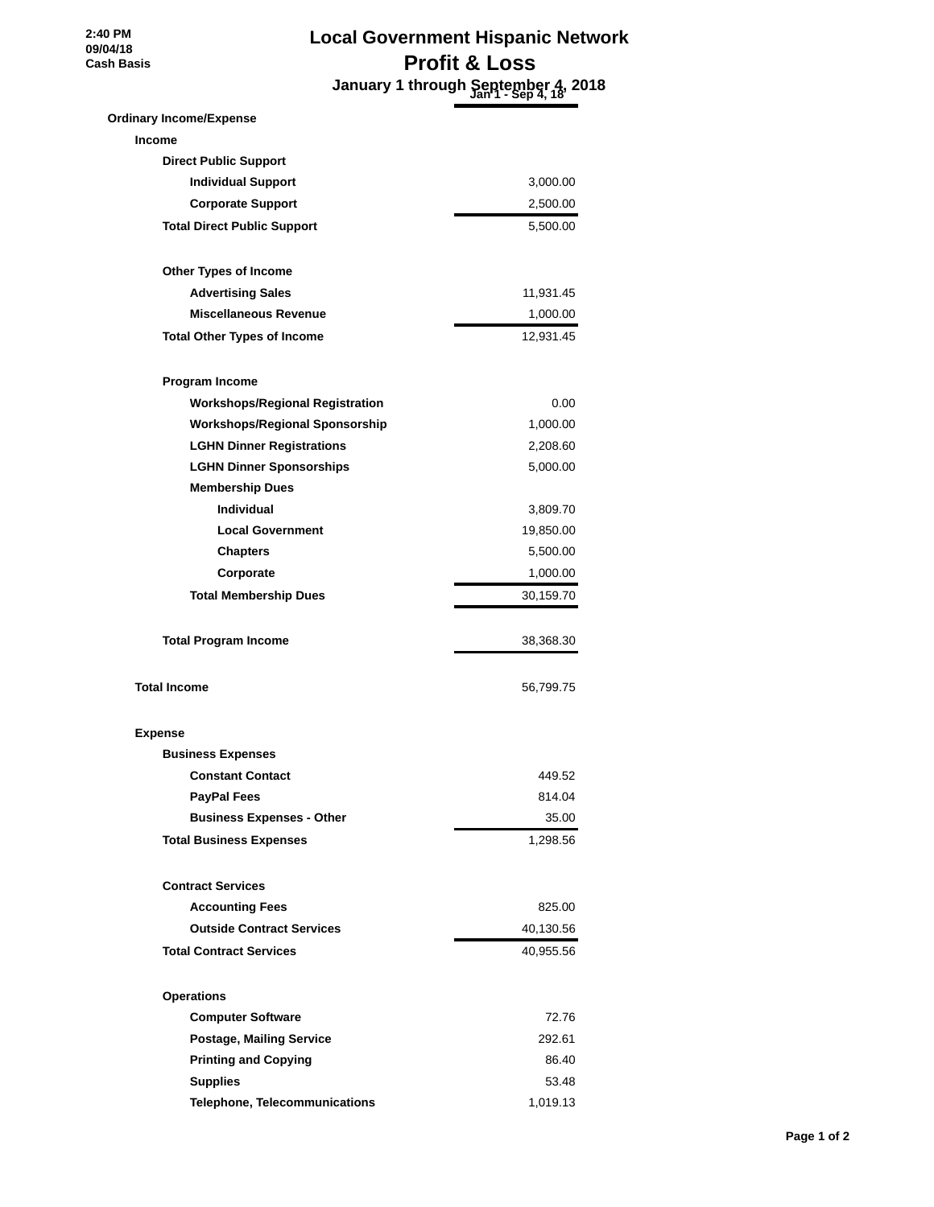2:40 PM
09/04/18
Cash Basis

# Local Government Hispanic Network
## Profit & Loss
### January 1 through September 4, 2018

| | Jan 1 - Sep 4, 18 |
|---|---|
| **Ordinary Income/Expense** | |
| **Income** | |
| **Direct Public Support** | |
| **Individual Support** | 3,000.00 |
| **Corporate Support** | 2,500.00 |
| **Total Direct Public Support** | 5,500.00 |
| | |
| **Other Types of Income** | |
| **Advertising Sales** | 11,931.45 |
| **Miscellaneous Revenue** | 1,000.00 |
| **Total Other Types of Income** | 12,931.45 |
| | |
| **Program Income** | |
| **Workshops/Regional Registration** | 0.00 |
| **Workshops/Regional Sponsorship** | 1,000.00 |
| **LGHN Dinner Registrations** | 2,208.60 |
| **LGHN Dinner Sponsorships** | 5,000.00 |
| **Membership Dues** | |
| **Individual** | 3,809.70 |
| **Local Government** | 19,850.00 |
| **Chapters** | 5,500.00 |
| **Corporate** | 1,000.00 |
| **Total Membership Dues** | 30,159.70 |
| | |
| **Total Program Income** | 38,368.30 |
| | |
| **Total Income** | 56,799.75 |
| | |
| **Expense** | |
| **Business Expenses** | |
| **Constant Contact** | 449.52 |
| **PayPal Fees** | 814.04 |
| **Business Expenses - Other** | 35.00 |
| **Total Business Expenses** | 1,298.56 |
| | |
| **Contract Services** | |
| **Accounting Fees** | 825.00 |
| **Outside Contract Services** | 40,130.56 |
| **Total Contract Services** | 40,955.56 |
| | |
| **Operations** | |
| **Computer Software** | 72.76 |
| **Postage, Mailing Service** | 292.61 |
| **Printing and Copying** | 86.40 |
| **Supplies** | 53.48 |
| **Telephone, Telecommunications** | 1,019.13 |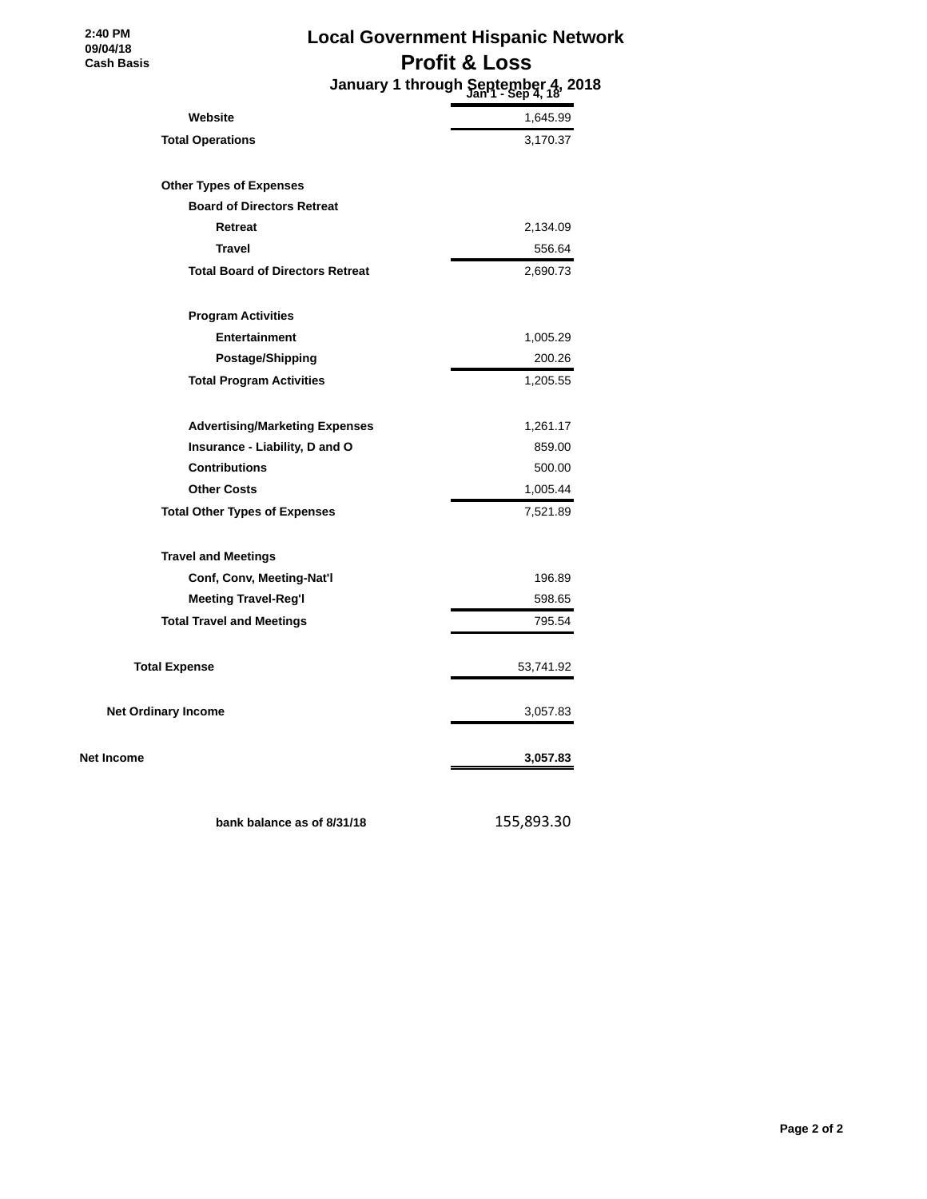# Local Government Hispanic Network

## Profit & Loss

### January 1 through September 4, 2018

2:40 PM
09/04/18
Cash Basis

| | Jan 1 - Sep 4, 18 |
|---|---|
| Website | 1,645.99 |
| **Total Operations** | 3,170.37 |
| | |
| **Other Types of Expenses** | |
| Board of Directors Retreat | |
| Retreat | 2,134.09 |
| Travel | 556.64 |
| **Total Board of Directors Retreat** | 2,690.73 |
| | |
| Program Activities | |
| Entertainment | 1,005.29 |
| Postage/Shipping | 200.26 |
| **Total Program Activities** | 1,205.55 |
| | |
| Advertising/Marketing Expenses | 1,261.17 |
| Insurance - Liability, D and O | 859.00 |
| Contributions | 500.00 |
| Other Costs | 1,005.44 |
| **Total Other Types of Expenses** | 7,521.89 |
| | |
| **Travel and Meetings** | |
| Conf, Conv, Meeting-Nat'l | 196.89 |
| Meeting Travel-Reg'l | 598.65 |
| **Total Travel and Meetings** | 795.54 |
| | |
| **Total Expense** | 53,741.92 |
| | |
| **Net Ordinary Income** | 3,057.83 |
| | |
| **Net Income** | **3,057.83** |
| | |
| bank balance as of 8/31/18 | 155,893.30 |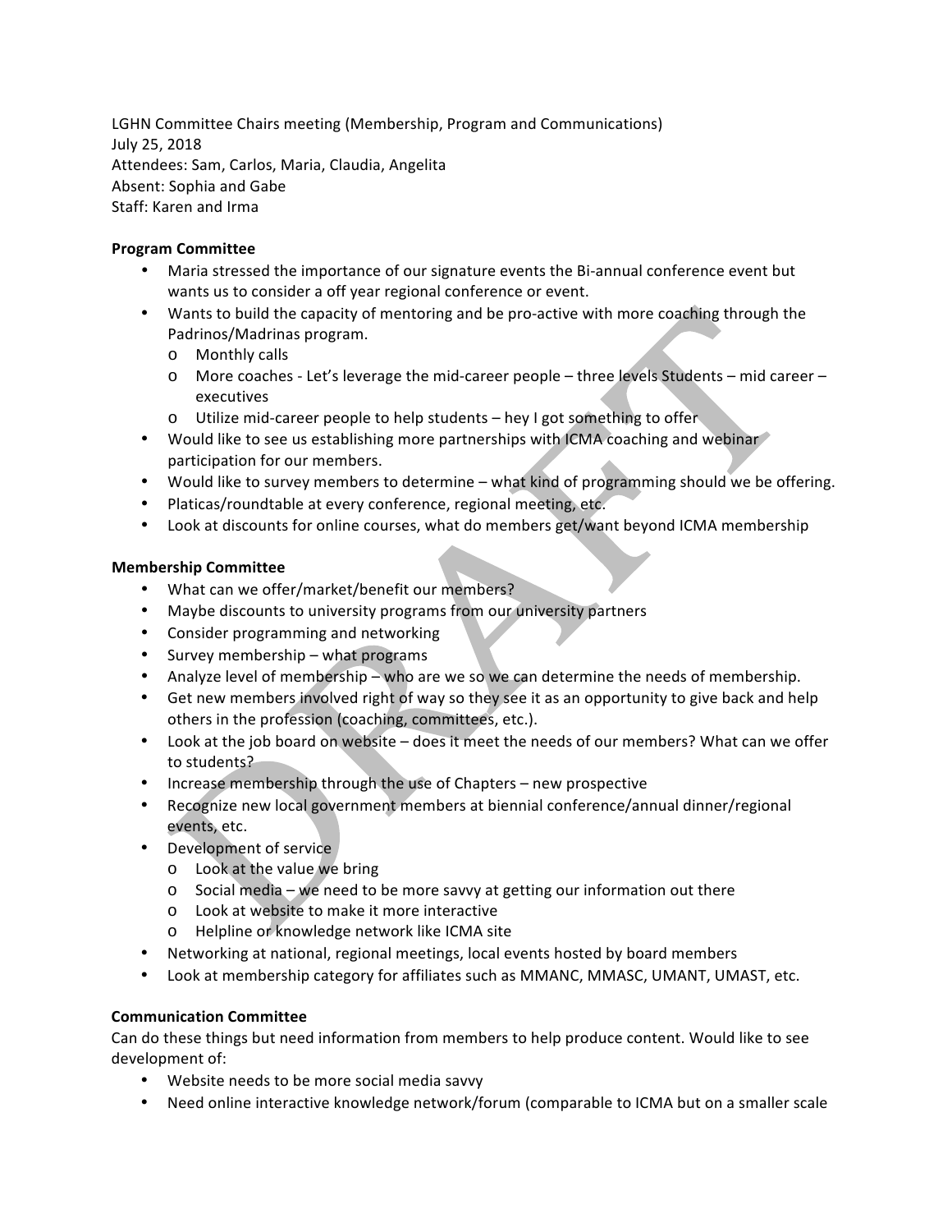LGHN Committee Chairs meeting (Membership, Program and Communications)
July 25, 2018
Attendees: Sam, Carlos, Maria, Claudia, Angelita
Absent: Sophia and Gabe
Staff: Karen and Irma

**Program Committee**

- Maria stressed the importance of our signature events the Bi-annual conference event but wants us to consider a off year regional conference or event.
- Wants to build the capacity of mentoring and be pro-active with more coaching through the Padrinos/Madrinas program.
  - Monthly calls
  - More coaches - Let's leverage the mid-career people – three levels Students – mid career – executives
  - Utilize mid-career people to help students – hey I got something to offer
- Would like to see us establishing more partnerships with ICMA coaching and webinar participation for our members.
- Would like to survey members to determine – what kind of programming should we be offering.
- Platicas/roundtable at every conference, regional meeting, etc.
- Look at discounts for online courses, what do members get/want beyond ICMA membership

**Membership Committee**

- What can we offer/market/benefit our members?
- Maybe discounts to university programs from our university partners
- Consider programming and networking
- Survey membership – what programs
- Analyze level of membership – who are we so we can determine the needs of membership.
- Get new members involved right of way so they see it as an opportunity to give back and help others in the profession (coaching, committees, etc.).
- Look at the job board on website – does it meet the needs of our members? What can we offer to students?
- Increase membership through the use of Chapters – new prospective
- Recognize new local government members at biennial conference/annual dinner/regional events, etc.
- Development of service
  - Look at the value we bring
  - Social media – we need to be more savvy at getting our information out there
  - Look at website to make it more interactive
  - Helpline or knowledge network like ICMA site
- Networking at national, regional meetings, local events hosted by board members
- Look at membership category for affiliates such as MMANC, MMASC, UMANT, UMAST, etc.

**Communication Committee**

Can do these things but need information from members to help produce content. Would like to see development of:

- Website needs to be more social media savvy
- Need online interactive knowledge network/forum (comparable to ICMA but on a smaller scale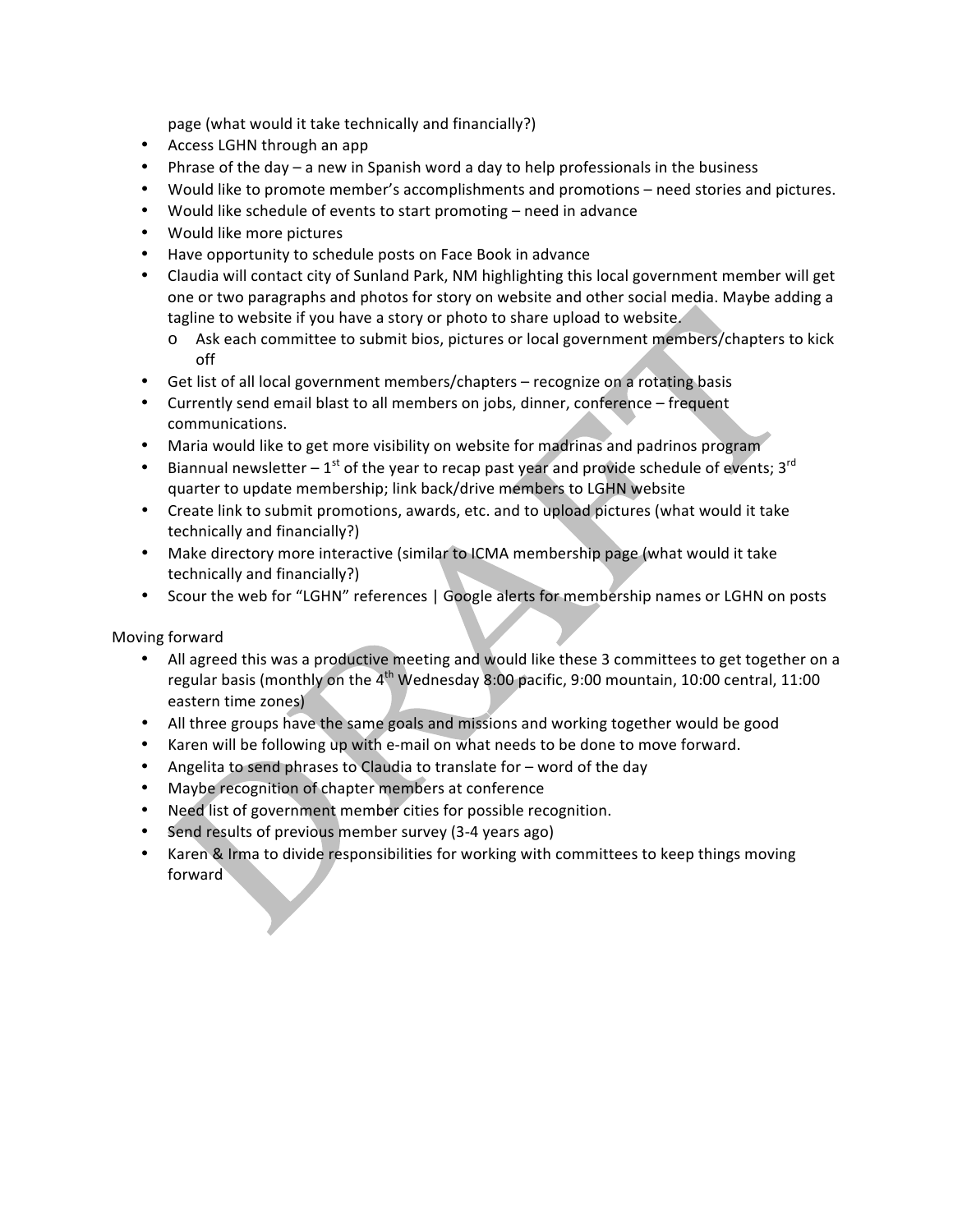page (what would it take technically and financially?)

- Access LGHN through an app
- Phrase of the day – a new in Spanish word a day to help professionals in the business
- Would like to promote member's accomplishments and promotions – need stories and pictures.
- Would like schedule of events to start promoting – need in advance
- Would like more pictures
- Have opportunity to schedule posts on Face Book in advance
- Claudia will contact city of Sunland Park, NM highlighting this local government member will get one or two paragraphs and photos for story on website and other social media. Maybe adding a tagline to website if you have a story or photo to share upload to website.
  - Ask each committee to submit bios, pictures or local government members/chapters to kick off
- Get list of all local government members/chapters – recognize on a rotating basis
- Currently send email blast to all members on jobs, dinner, conference – frequent communications.
- Maria would like to get more visibility on website for madrinas and padrinos program
- Biannual newsletter – 1st of the year to recap past year and provide schedule of events; 3rd quarter to update membership; link back/drive members to LGHN website
- Create link to submit promotions, awards, etc. and to upload pictures (what would it take technically and financially?)
- Make directory more interactive (similar to ICMA membership page (what would it take technically and financially?)
- Scour the web for "LGHN" references | Google alerts for membership names or LGHN on posts

Moving forward

- All agreed this was a productive meeting and would like these 3 committees to get together on a regular basis (monthly on the 4th Wednesday 8:00 pacific, 9:00 mountain, 10:00 central, 11:00 eastern time zones)
- All three groups have the same goals and missions and working together would be good
- Karen will be following up with e-mail on what needs to be done to move forward.
- Angelita to send phrases to Claudia to translate for – word of the day
- Maybe recognition of chapter members at conference
- Need list of government member cities for possible recognition.
- Send results of previous member survey (3-4 years ago)
- Karen & Irma to divide responsibilities for working with committees to keep things moving forward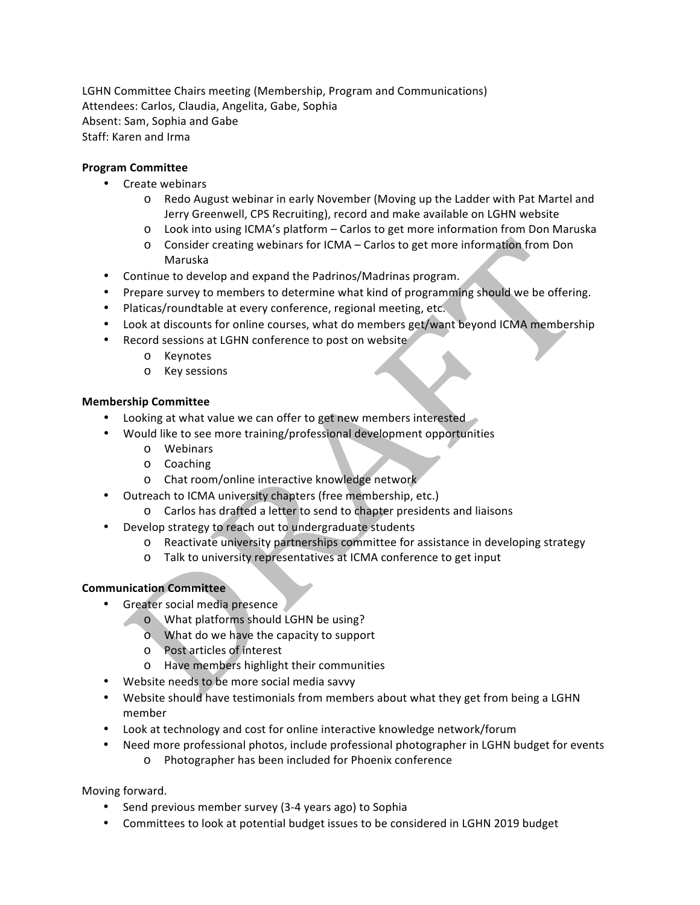LGHN Committee Chairs meeting (Membership, Program and Communications)
Attendees: Carlos, Claudia, Angelita, Gabe, Sophia
Absent: Sam, Sophia and Gabe
Staff: Karen and Irma

**Program Committee**

- Create webinars
  - Redo August webinar in early November (Moving up the Ladder with Pat Martel and Jerry Greenwell, CPS Recruiting), record and make available on LGHN website
  - Look into using ICMA's platform – Carlos to get more information from Don Maruska
  - Consider creating webinars for ICMA – Carlos to get more information from Don Maruska
- Continue to develop and expand the Padrinos/Madrinas program.
- Prepare survey to members to determine what kind of programming should we be offering.
- Platicas/roundtable at every conference, regional meeting, etc.
- Look at discounts for online courses, what do members get/want beyond ICMA membership
- Record sessions at LGHN conference to post on website
  - Keynotes
  - Key sessions

**Membership Committee**

- Looking at what value we can offer to get new members interested
- Would like to see more training/professional development opportunities
  - Webinars
  - Coaching
  - Chat room/online interactive knowledge network
- Outreach to ICMA university chapters (free membership, etc.)
  - Carlos has drafted a letter to send to chapter presidents and liaisons
- Develop strategy to reach out to undergraduate students
  - Reactivate university partnerships committee for assistance in developing strategy
  - Talk to university representatives at ICMA conference to get input

**Communication Committee**

- Greater social media presence
  - What platforms should LGHN be using?
  - What do we have the capacity to support
  - Post articles of interest
  - Have members highlight their communities
- Website needs to be more social media savvy
- Website should have testimonials from members about what they get from being a LGHN member
- Look at technology and cost for online interactive knowledge network/forum
- Need more professional photos, include professional photographer in LGHN budget for events
  - Photographer has been included for Phoenix conference

Moving forward.

- Send previous member survey (3-4 years ago) to Sophia
- Committees to look at potential budget issues to be considered in LGHN 2019 budget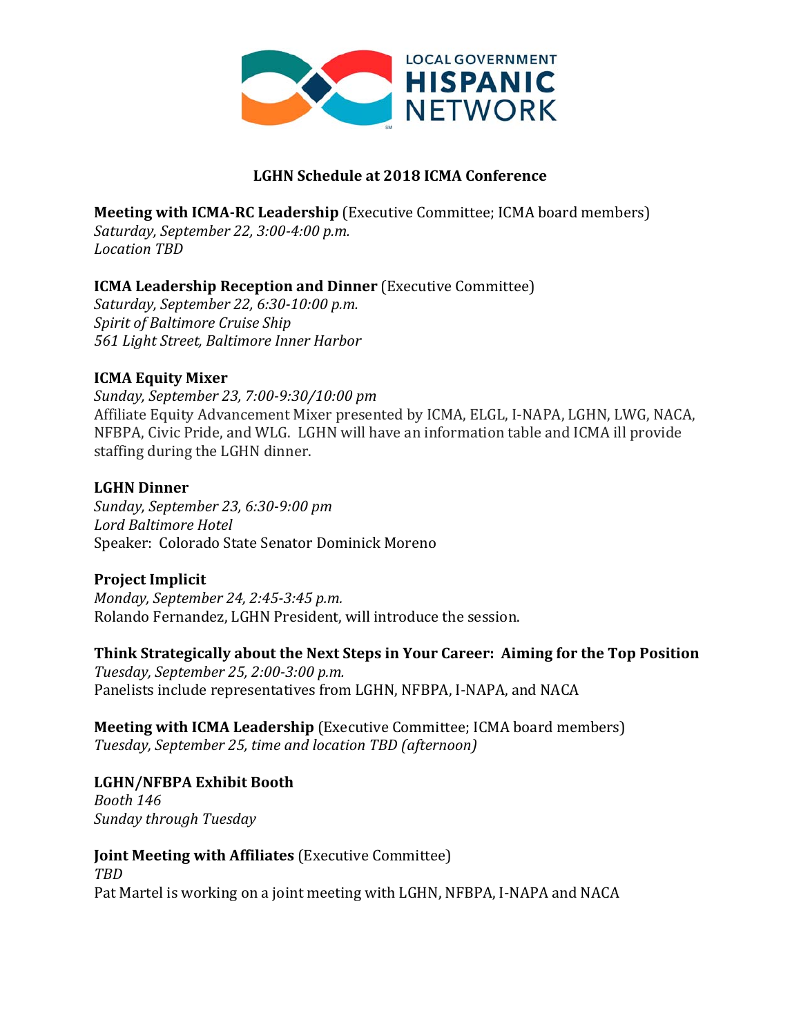LOCAL GOVERNMENT
HISPANIC
NETWORK

## LGHN Schedule at 2018 ICMA Conference

**Meeting with ICMA-RC Leadership** (Executive Committee; ICMA board members)
*Saturday, September 22, 3:00-4:00 p.m.*
*Location TBD*

**ICMA Leadership Reception and Dinner** (Executive Committee)
*Saturday, September 22, 6:30-10:00 p.m.*
*Spirit of Baltimore Cruise Ship*
*561 Light Street, Baltimore Inner Harbor*

**ICMA Equity Mixer**
*Sunday, September 23, 7:00-9:30/10:00 pm*
Affiliate Equity Advancement Mixer presented by ICMA, ELGL, I-NAPA, LGHN, LWG, NACA, NFBPA, Civic Pride, and WLG. LGHN will have an information table and ICMA ill provide staffing during the LGHN dinner.

**LGHN Dinner**
*Sunday, September 23, 6:30-9:00 pm*
*Lord Baltimore Hotel*
Speaker: Colorado State Senator Dominick Moreno

**Project Implicit**
*Monday, September 24, 2:45-3:45 p.m.*
Rolando Fernandez, LGHN President, will introduce the session.

**Think Strategically about the Next Steps in Your Career: Aiming for the Top Position**
*Tuesday, September 25, 2:00-3:00 p.m.*
Panelists include representatives from LGHN, NFBPA, I-NAPA, and NACA

**Meeting with ICMA Leadership** (Executive Committee; ICMA board members)
*Tuesday, September 25, time and location TBD (afternoon)*

**LGHN/NFBPA Exhibit Booth**
*Booth 146*
*Sunday through Tuesday*

**Joint Meeting with Affiliates** (Executive Committee)
*TBD*
Pat Martel is working on a joint meeting with LGHN, NFBPA, I-NAPA and NACA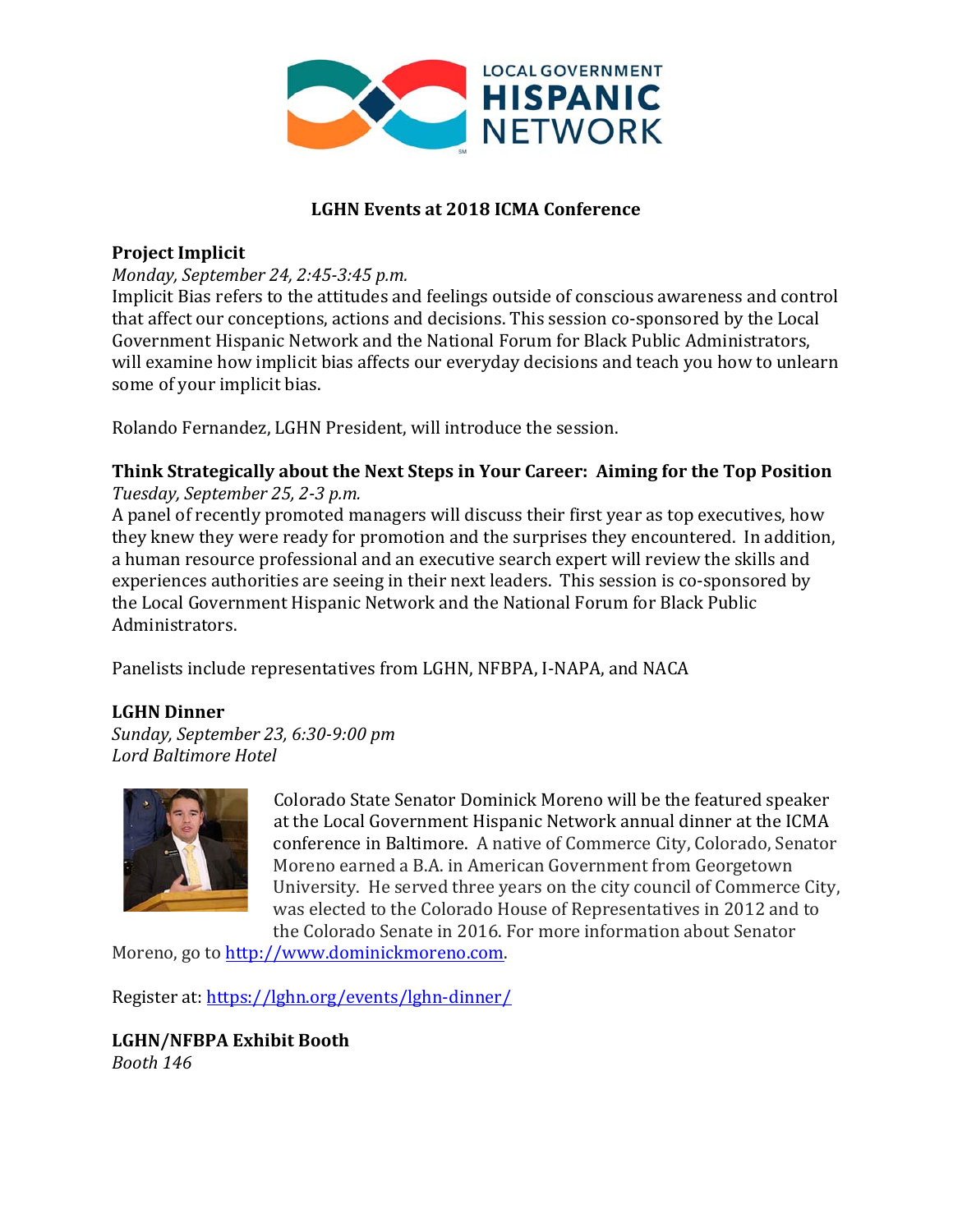LOCAL GOVERNMENT
**HISPANIC**
NETWORK

## LGHN Events at 2018 ICMA Conference

### Project Implicit

*Monday, September 24, 2:45-3:45 p.m.*

Implicit Bias refers to the attitudes and feelings outside of conscious awareness and control that affect our conceptions, actions and decisions. This session co-sponsored by the Local Government Hispanic Network and the National Forum for Black Public Administrators, will examine how implicit bias affects our everyday decisions and teach you how to unlearn some of your implicit bias.

Rolando Fernandez, LGHN President, will introduce the session.

### Think Strategically about the Next Steps in Your Career: Aiming for the Top Position

*Tuesday, September 25, 2-3 p.m.*

A panel of recently promoted managers will discuss their first year as top executives, how they knew they were ready for promotion and the surprises they encountered. In addition, a human resource professional and an executive search expert will review the skills and experiences authorities are seeing in their next leaders. This session is co-sponsored by the Local Government Hispanic Network and the National Forum for Black Public Administrators.

Panelists include representatives from LGHN, NFBPA, I-NAPA, and NACA

### LGHN Dinner

*Sunday, September 23, 6:30-9:00 pm*
*Lord Baltimore Hotel*

Colorado State Senator Dominick Moreno will be the featured speaker at the Local Government Hispanic Network annual dinner at the ICMA conference in Baltimore. A native of Commerce City, Colorado, Senator Moreno earned a B.A. in American Government from Georgetown University. He served three years on the city council of Commerce City, was elected to the Colorado House of Representatives in 2012 and to the Colorado Senate in 2016. For more information about Senator Moreno, go to http://www.dominickmoreno.com.

Register at: https://lghn.org/events/lghn-dinner/

### LGHN/NFBPA Exhibit Booth

*Booth 146*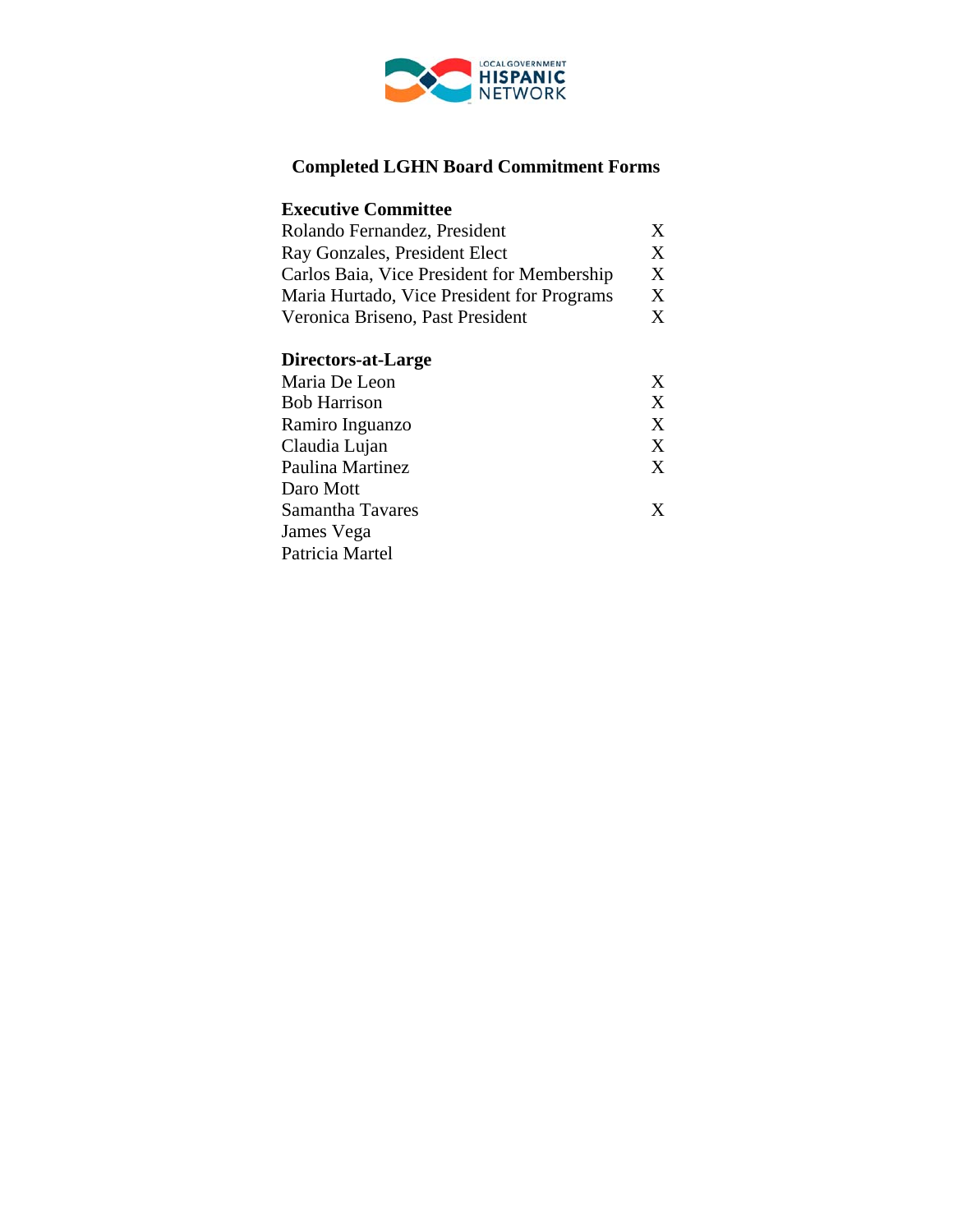# Completed LGHN Board Commitment Forms

| **Executive Committee** | |
|---|---|
| Rolando Fernandez, President | X |
| Ray Gonzales, President Elect | X |
| Carlos Baia, Vice President for Membership | X |
| Maria Hurtado, Vice President for Programs | X |
| Veronica Briseno, Past President | X |

| **Directors-at-Large** | |
|---|---|
| Maria De Leon | X |
| Bob Harrison | X |
| Ramiro Inguanzo | X |
| Claudia Lujan | X |
| Paulina Martinez | X |
| Daro Mott | |
| Samantha Tavares | X |
| James Vega | |
| Patricia Martel | |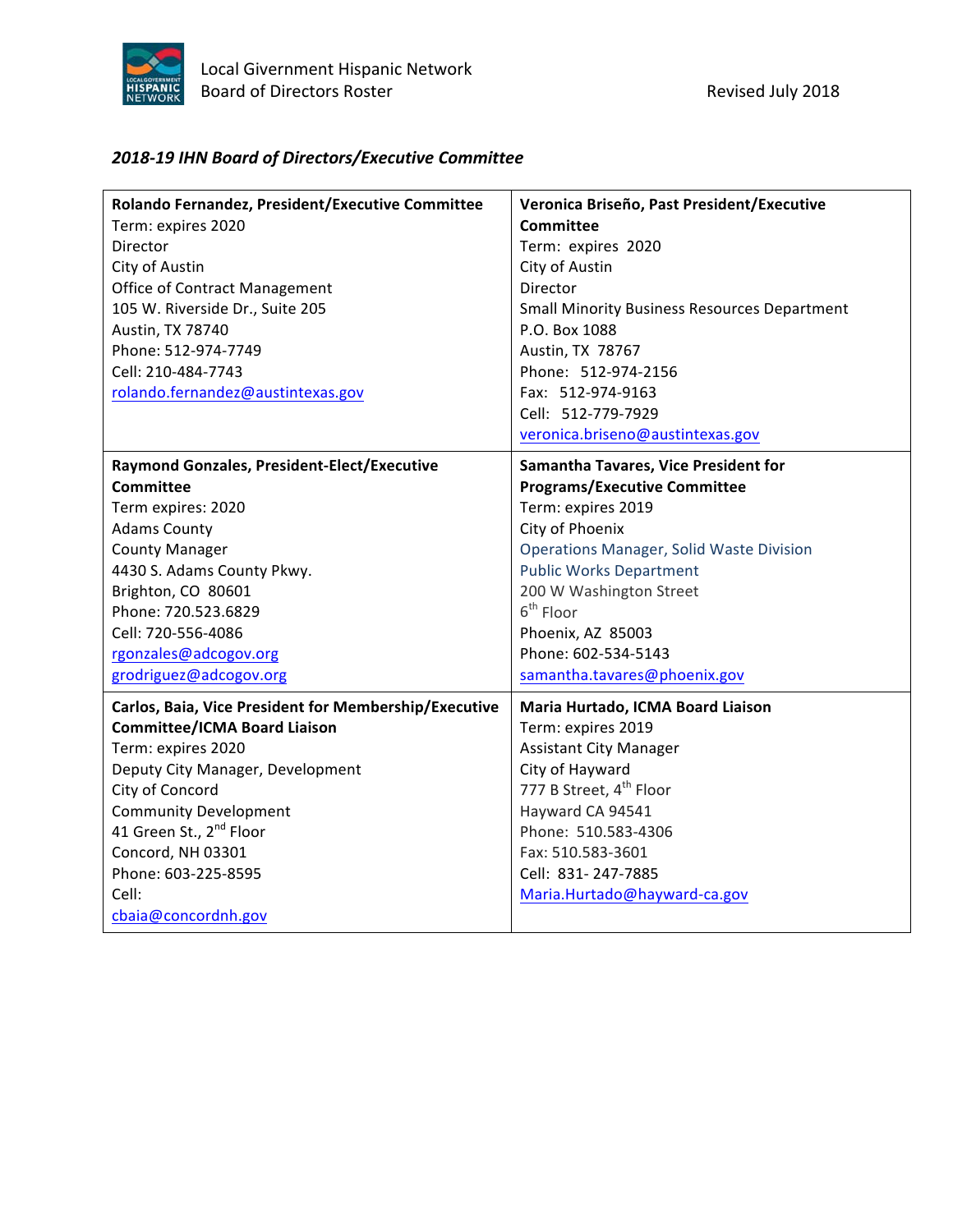Local Government Hispanic Network
Board of Directors Roster

Revised July 2018

***2018-19 IHN Board of Directors/Executive Committee***

| | |
|---|---|
| **Rolando Fernandez, President/Executive Committee**<br>Term: expires 2020<br>Director<br>City of Austin<br>Office of Contract Management<br>105 W. Riverside Dr., Suite 205<br>Austin, TX 78740<br>Phone: 512-974-7749<br>Cell: 210-484-7743<br>rolando.fernandez@austintexas.gov | **Veronica Briseño, Past President/Executive Committee**<br>Term: expires 2020<br>City of Austin<br>Director<br>Small Minority Business Resources Department<br>P.O. Box 1088<br>Austin, TX 78767<br>Phone: 512-974-2156<br>Fax: 512-974-9163<br>Cell: 512-779-7929<br>veronica.briseno@austintexas.gov |
| **Raymond Gonzales, President-Elect/Executive Committee**<br>Term expires: 2020<br>Adams County<br>County Manager<br>4430 S. Adams County Pkwy.<br>Brighton, CO 80601<br>Phone: 720.523.6829<br>Cell: 720-556-4086<br>rgonzales@adcogov.org<br>grodriguez@adcogov.org | **Samantha Tavares, Vice President for Programs/Executive Committee**<br>Term: expires 2019<br>City of Phoenix<br>Operations Manager, Solid Waste Division<br>Public Works Department<br>200 W Washington Street<br>6th Floor<br>Phoenix, AZ 85003<br>Phone: 602-534-5143<br>samantha.tavares@phoenix.gov |
| **Carlos, Baia, Vice President for Membership/Executive Committee/ICMA Board Liaison**<br>Term: expires 2020<br>Deputy City Manager, Development<br>City of Concord<br>Community Development<br>41 Green St., 2nd Floor<br>Concord, NH 03301<br>Phone: 603-225-8595<br>Cell:<br>cbaia@concordnh.gov | **Maria Hurtado, ICMA Board Liaison**<br>Term: expires 2019<br>Assistant City Manager<br>City of Hayward<br>777 B Street, 4th Floor<br>Hayward CA 94541<br>Phone: 510.583-4306<br>Fax: 510.583-3601<br>Cell: 831- 247-7885<br>Maria.Hurtado@hayward-ca.gov |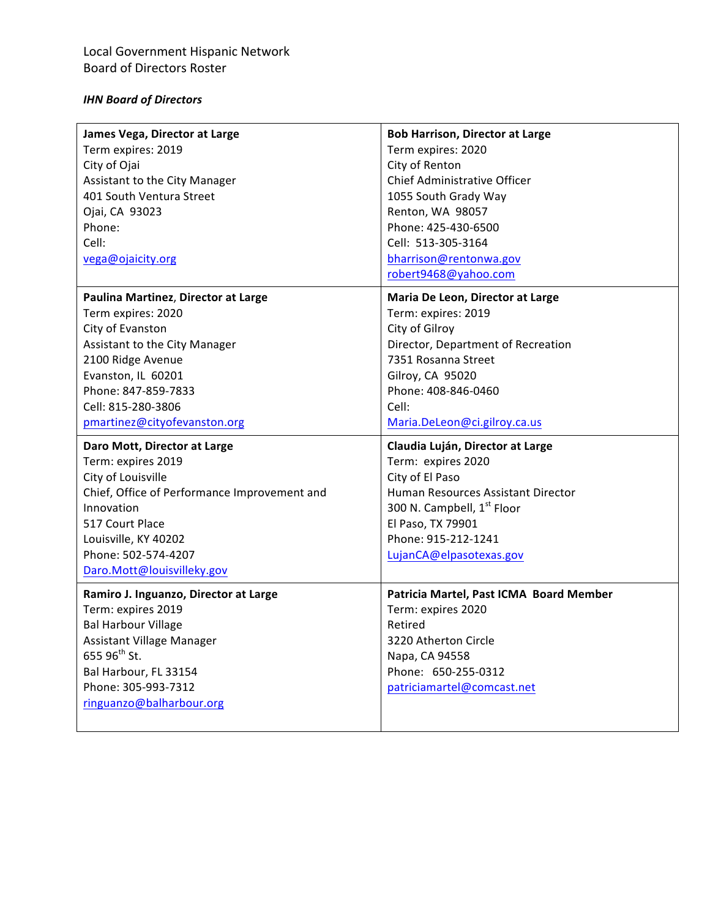Local Government Hispanic Network
Board of Directors Roster

***IHN Board of Directors***

| | |
|---|---|
| **James Vega, Director at Large**<br>Term expires: 2019<br>City of Ojai<br>Assistant to the City Manager<br>401 South Ventura Street<br>Ojai, CA 93023<br>Phone:<br>Cell:<br>vega@ojaicity.org | **Bob Harrison, Director at Large**<br>Term expires: 2020<br>City of Renton<br>Chief Administrative Officer<br>1055 South Grady Way<br>Renton, WA 98057<br>Phone: 425-430-6500<br>Cell: 513-305-3164<br>bharrison@rentonwa.gov<br>robert9468@yahoo.com |
| **Paulina Martinez, Director at Large**<br>Term expires: 2020<br>City of Evanston<br>Assistant to the City Manager<br>2100 Ridge Avenue<br>Evanston, IL 60201<br>Phone: 847-859-7833<br>Cell: 815-280-3806<br>pmartinez@cityofevanston.org | **Maria De Leon, Director at Large**<br>Term: expires: 2019<br>City of Gilroy<br>Director, Department of Recreation<br>7351 Rosanna Street<br>Gilroy, CA 95020<br>Phone: 408-846-0460<br>Cell:<br>Maria.DeLeon@ci.gilroy.ca.us |
| **Daro Mott, Director at Large**<br>Term: expires 2019<br>City of Louisville<br>Chief, Office of Performance Improvement and Innovation<br>517 Court Place<br>Louisville, KY 40202<br>Phone: 502-574-4207<br>Daro.Mott@louisvilleky.gov | **Claudia Luján, Director at Large**<br>Term: expires 2020<br>City of El Paso<br>Human Resources Assistant Director<br>300 N. Campbell, 1st Floor<br>El Paso, TX 79901<br>Phone: 915-212-1241<br>LujanCA@elpasotexas.gov |
| **Ramiro J. Inguanzo, Director at Large**<br>Term: expires 2019<br>Bal Harbour Village<br>Assistant Village Manager<br>655 96th St.<br>Bal Harbour, FL 33154<br>Phone: 305-993-7312<br>ringuanzo@balharbour.org | **Patricia Martel, Past ICMA Board Member**<br>Term: expires 2020<br>Retired<br>3220 Atherton Circle<br>Napa, CA 94558<br>Phone: 650-255-0312<br>patriciamartel@comcast.net |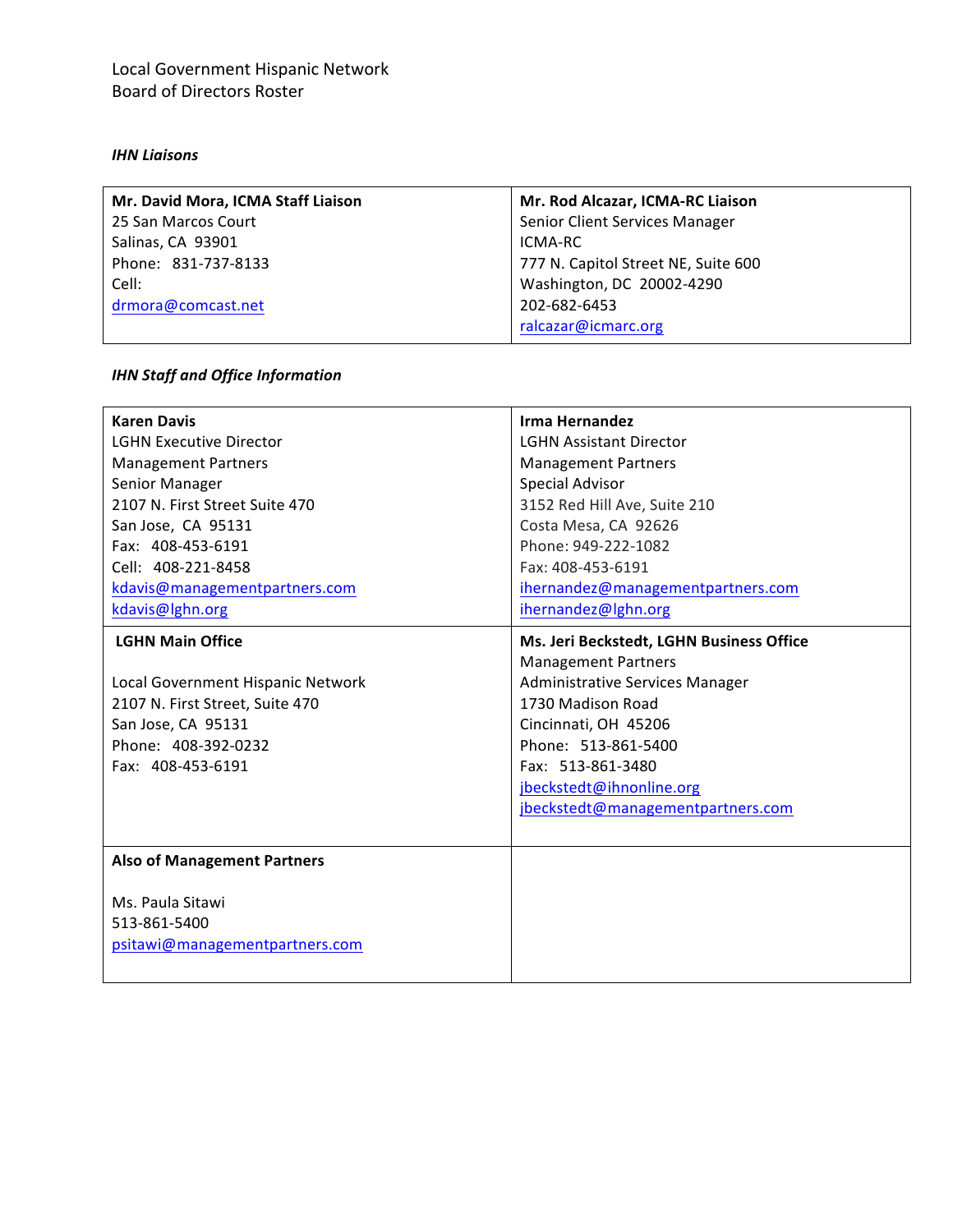Local Government Hispanic Network
Board of Directors Roster

***IHN Liaisons***

| | |
|---|---|
| **Mr. David Mora, ICMA Staff Liaison**<br>25 San Marcos Court<br>Salinas, CA 93901<br>Phone: 831-737-8133<br>Cell:<br>drmora@comcast.net | **Mr. Rod Alcazar, ICMA-RC Liaison**<br>Senior Client Services Manager<br>ICMA-RC<br>777 N. Capitol Street NE, Suite 600<br>Washington, DC 20002-4290<br>202-682-6453<br>ralcazar@icmarc.org |

***IHN Staff and Office Information***

| | |
|---|---|
| **Karen Davis**<br>LGHN Executive Director<br>Management Partners<br>Senior Manager<br>2107 N. First Street Suite 470<br>San Jose, CA 95131<br>Fax: 408-453-6191<br>Cell: 408-221-8458<br>kdavis@managementpartners.com<br>kdavis@lghn.org | **Irma Hernandez**<br>LGHN Assistant Director<br>Management Partners<br>Special Advisor<br>3152 Red Hill Ave, Suite 210<br>Costa Mesa, CA 92626<br>Phone: 949-222-1082<br>Fax: 408-453-6191<br>ihernandez@managementpartners.com<br>ihernandez@lghn.org |
| **LGHN Main Office**<br><br>Local Government Hispanic Network<br>2107 N. First Street, Suite 470<br>San Jose, CA 95131<br>Phone: 408-392-0232<br>Fax: 408-453-6191 | **Ms. Jeri Beckstedt, LGHN Business Office**<br>Management Partners<br>Administrative Services Manager<br>1730 Madison Road<br>Cincinnati, OH 45206<br>Phone: 513-861-5400<br>Fax: 513-861-3480<br>jbeckstedt@ihnonline.org<br>jbeckstedt@managementpartners.com |
| **Also of Management Partners**<br><br>Ms. Paula Sitawi<br>513-861-5400<br>psitawi@managementpartners.com | |